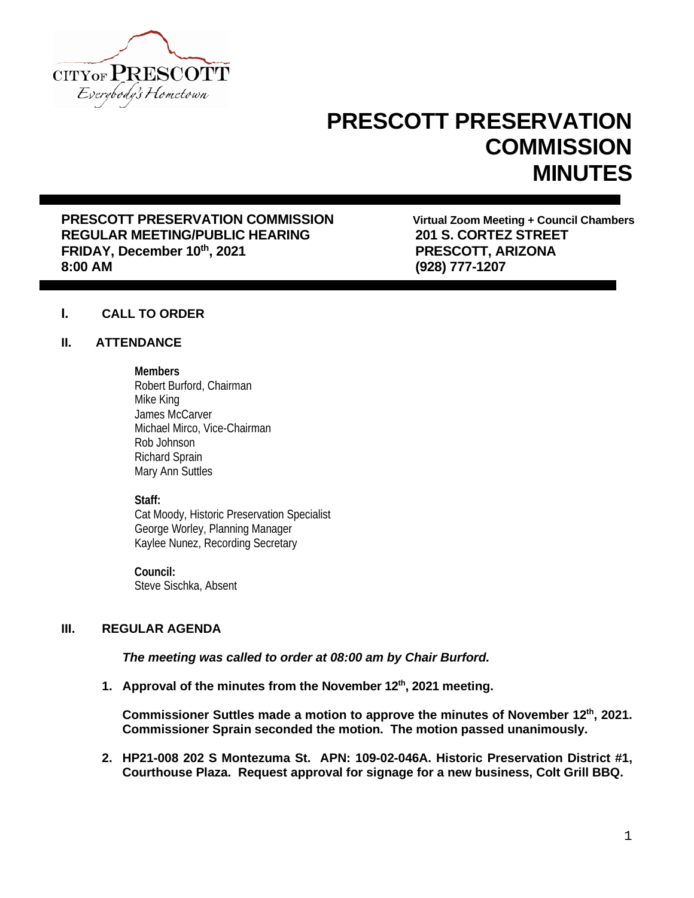# PRESCOTT PRESERVATION COMMISSION MINUTES

**PRESCOTT PRESERVATION COMMISSION**
**REGULAR MEETING/PUBLIC HEARING**
**FRIDAY, December 10th, 2021**
**8:00 AM**

**Virtual Zoom Meeting + Council Chambers**
**201 S. CORTEZ STREET**
**PRESCOTT, ARIZONA**
**(928) 777-1207**

## I. CALL TO ORDER

## II. ATTENDANCE

**Members**
Robert Burford, Chairman
Mike King
James McCarver
Michael Mirco, Vice-Chairman
Rob Johnson
Richard Sprain
Mary Ann Suttles

**Staff:**
Cat Moody, Historic Preservation Specialist
George Worley, Planning Manager
Kaylee Nunez, Recording Secretary

**Council:**
Steve Sischka, Absent

## III. REGULAR AGENDA

***The meeting was called to order at 08:00 am by Chair Burford.***

1. **Approval of the minutes from the November 12th, 2021 meeting.**

   **Commissioner Suttles made a motion to approve the minutes of November 12th, 2021. Commissioner Sprain seconded the motion. The motion passed unanimously.**

2. **HP21-008 202 S Montezuma St. APN: 109-02-046A. Historic Preservation District #1, Courthouse Plaza. Request approval for signage for a new business, Colt Grill BBQ.**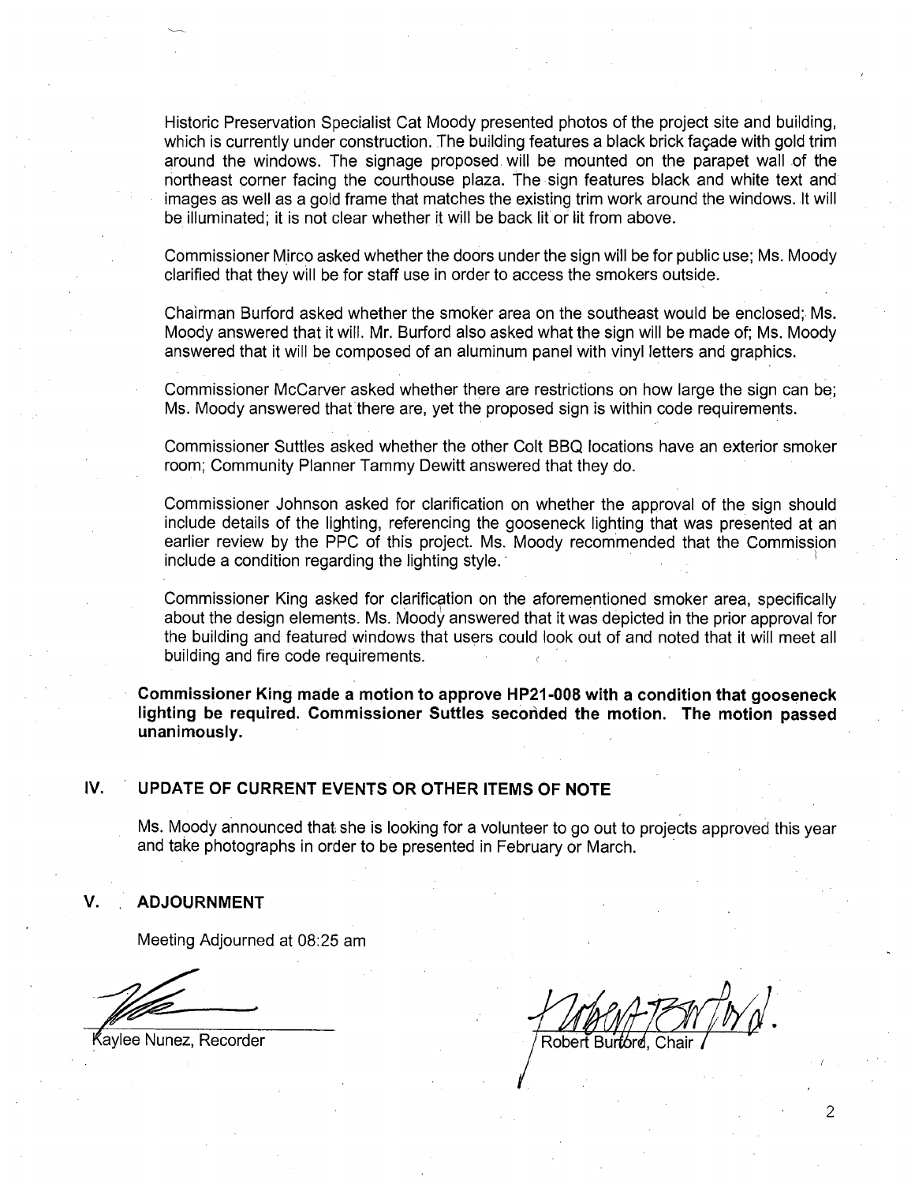Historic Preservation Specialist Cat Moody presented photos of the project site and building, which is currently under construction. The building features a black brick façade with gold trim around the windows. The signage proposed will be mounted on the parapet wall of the northeast corner facing the courthouse plaza. The sign features black and white text and images as well as a gold frame that matches the existing trim work around the windows. It will be illuminated; it is not clear whether it will be back lit or lit from above.

Commissioner Mirco asked whether the doors under the sign will be for public use; Ms. Moody clarified that they will be for staff use in order to access the smokers outside.

Chairman Burford asked whether the smoker area on the southeast would be enclosed; Ms. Moody answered that it will. Mr. Burford also asked what the sign will be made of; Ms. Moody answered that it will be composed of an aluminum panel with vinyl letters and graphics.

Commissioner McCarver asked whether there are restrictions on how large the sign can be; Ms. Moody answered that there are, yet the proposed sign is within code requirements.

Commissioner Suttles asked whether the other Colt BBQ locations have an exterior smoker room; Community Planner Tammy Dewitt answered that they do.

Commissioner Johnson asked for clarification on whether the approval of the sign should include details of the lighting, referencing the gooseneck lighting that was presented at an earlier review by the PPC of this project. Ms. Moody recommended that the Commission include a condition regarding the lighting style.

Commissioner King asked for clarification on the aforementioned smoker area, specifically about the design elements. Ms. Moody answered that it was depicted in the prior approval for the building and featured windows that users could look out of and noted that it will meet all building and fire code requirements.

**Commissioner King made a motion to approve HP21-008 with a condition that gooseneck lighting be required. Commissioner Suttles seconded the motion. The motion passed unanimously.**

## IV. UPDATE OF CURRENT EVENTS OR OTHER ITEMS OF NOTE

Ms. Moody announced that she is looking for a volunteer to go out to projects approved this year and take photographs in order to be presented in February or March.

## V. ADJOURNMENT

Meeting Adjourned at 08:25 am

Kaylee Nunez, Recorder

Robert Burford, Chair